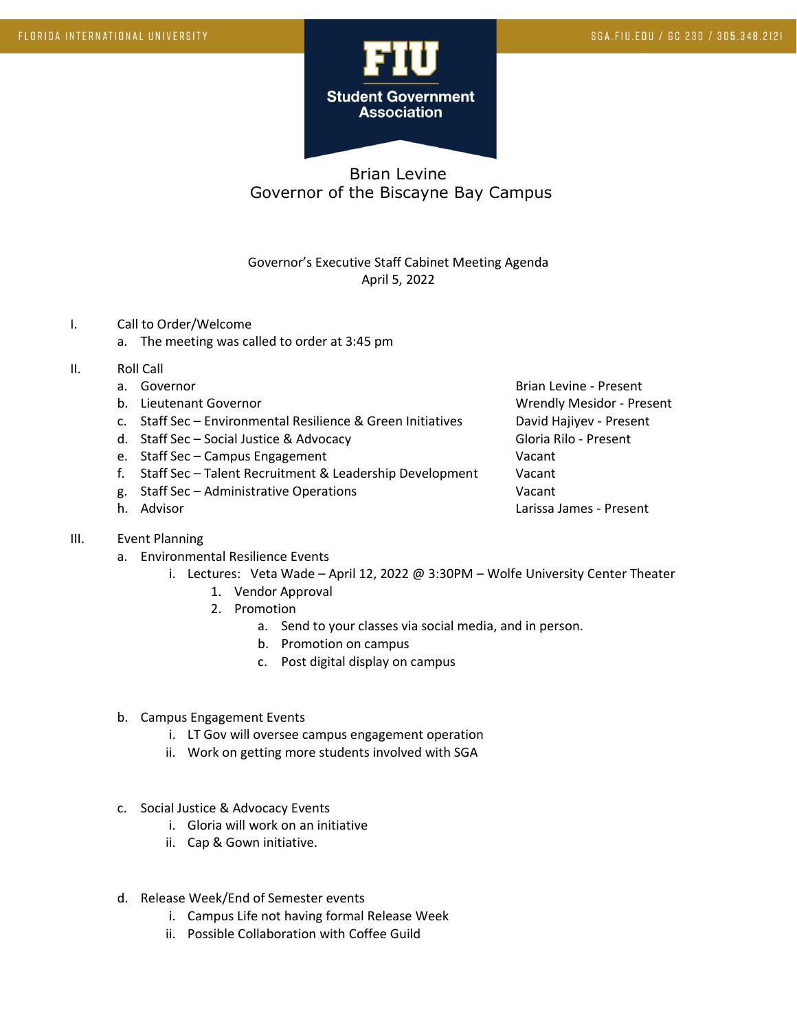FLORIDA INTERNATIONAL UNIVERSITY

SGA.FIU.EDU / GC 230 / 305.348.2121

**FIU Student Government Association**

# Brian Levine
## Governor of the Biscayne Bay Campus

Governor's Executive Staff Cabinet Meeting Agenda
April 5, 2022

I. Call to Order/Welcome
   a. The meeting was called to order at 3:45 pm

II. Roll Call

| | Position | Name |
|---|---|---|
| a. | Governor | Brian Levine - Present |
| b. | Lieutenant Governor | Wrendly Mesidor - Present |
| c. | Staff Sec – Environmental Resilience & Green Initiatives | David Hajiyev - Present |
| d. | Staff Sec – Social Justice & Advocacy | Gloria Rilo - Present |
| e. | Staff Sec – Campus Engagement | Vacant |
| f. | Staff Sec – Talent Recruitment & Leadership Development | Vacant |
| g. | Staff Sec – Administrative Operations | Vacant |
| h. | Advisor | Larissa James - Present |

III. Event Planning
   a. Environmental Resilience Events
      i. Lectures: Veta Wade – April 12, 2022 @ 3:30PM – Wolfe University Center Theater
         1. Vendor Approval
         2. Promotion
            a. Send to your classes via social media, and in person.
            b. Promotion on campus
            c. Post digital display on campus

   b. Campus Engagement Events
      i. LT Gov will oversee campus engagement operation
      ii. Work on getting more students involved with SGA

   c. Social Justice & Advocacy Events
      i. Gloria will work on an initiative
      ii. Cap & Gown initiative.

   d. Release Week/End of Semester events
      i. Campus Life not having formal Release Week
      ii. Possible Collaboration with Coffee Guild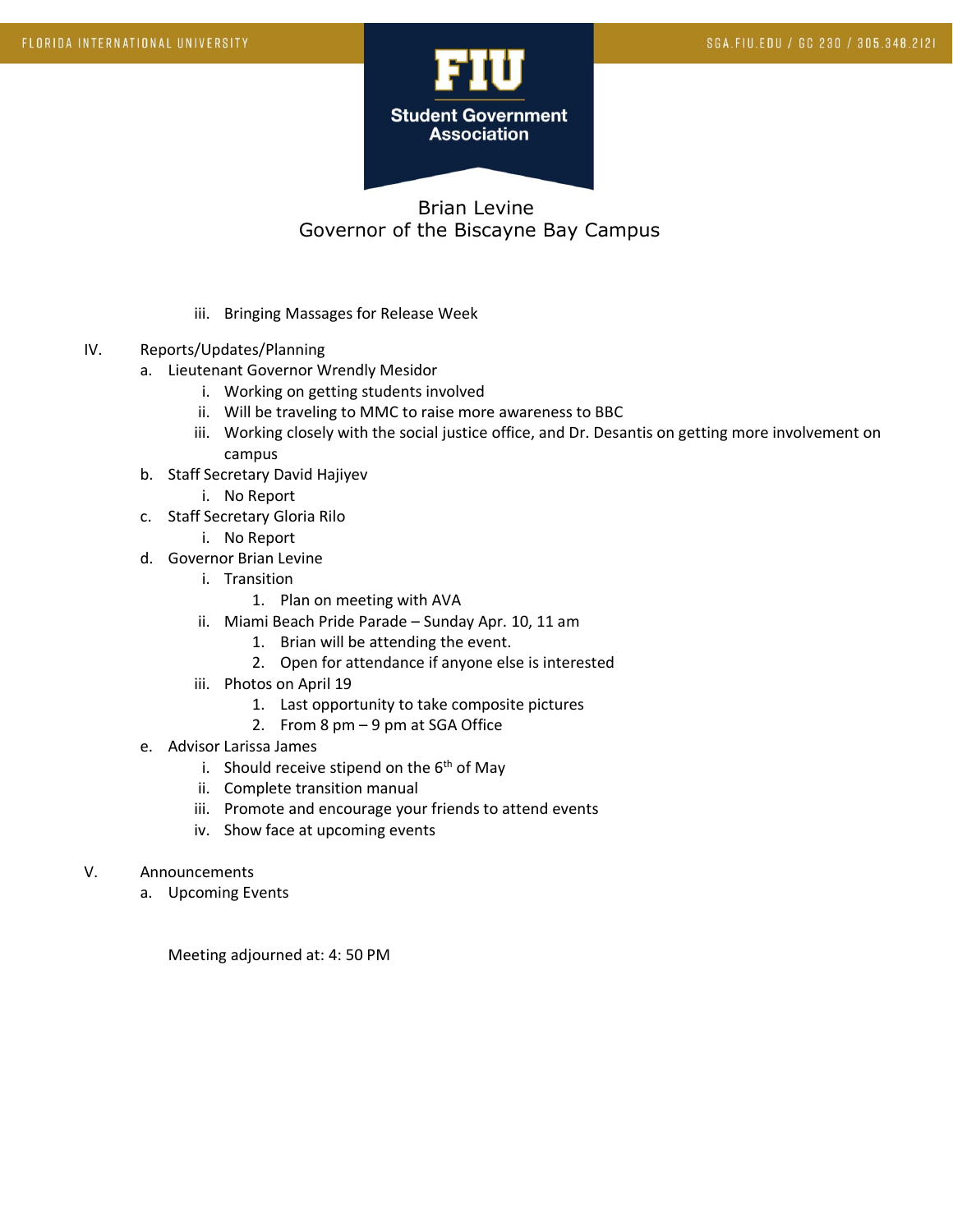Brian Levine
Governor of the Biscayne Bay Campus

iii. Bringing Massages for Release Week

IV. Reports/Updates/Planning
  a. Lieutenant Governor Wrendly Mesidor
    i. Working on getting students involved
    ii. Will be traveling to MMC to raise more awareness to BBC
    iii. Working closely with the social justice office, and Dr. Desantis on getting more involvement on campus
  b. Staff Secretary David Hajiyev
    i. No Report
  c. Staff Secretary Gloria Rilo
    i. No Report
  d. Governor Brian Levine
    i. Transition
      1. Plan on meeting with AVA
    ii. Miami Beach Pride Parade – Sunday Apr. 10, 11 am
      1. Brian will be attending the event.
      2. Open for attendance if anyone else is interested
    iii. Photos on April 19
      1. Last opportunity to take composite pictures
      2. From 8 pm – 9 pm at SGA Office
  e. Advisor Larissa James
    i. Should receive stipend on the 6th of May
    ii. Complete transition manual
    iii. Promote and encourage your friends to attend events
    iv. Show face at upcoming events

V. Announcements
  a. Upcoming Events

Meeting adjourned at: 4: 50 PM